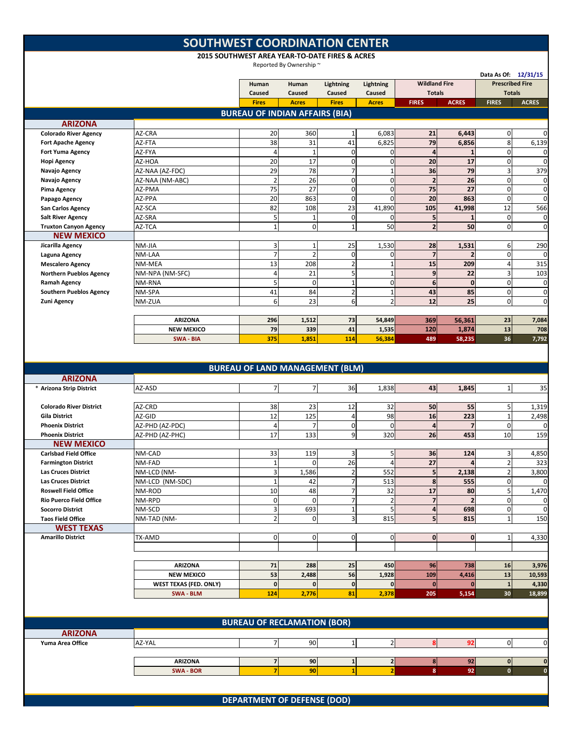# SOUTHWEST COORDINATION CENTER

## 2015 SOUTHWEST AREA YEAR-TO-DATE FIRES & ACRES

Reported By Ownership ~

Data As Of: 12/31/15

| | | Human Caused Fires | Human Caused Acres | Lightning Caused Fires | Lightning Caused Acres | Wildland Fire Totals FIRES | Wildland Fire Totals ACRES | Prescribed Fire Totals FIRES | Prescribed Fire Totals ACRES |
|---|---|---|---|---|---|---|---|---|---|
| **BUREAU OF INDIAN AFFAIRS (BIA)** | | | | | | | | | |
| **ARIZONA** | | | | | | | | | |
| Colorado River Agency | AZ-CRA | 20 | 360 | 1 | 6,083 | 21 | 6,443 | 0 | 0 |
| Fort Apache Agency | AZ-FTA | 38 | 31 | 41 | 6,825 | 79 | 6,856 | 8 | 6,139 |
| Fort Yuma Agency | AZ-FYA | 4 | 1 | 0 | 0 | 4 | 1 | 0 | 0 |
| Hopi Agency | AZ-HOA | 20 | 17 | 0 | 0 | 20 | 17 | 0 | 0 |
| Navajo Agency | AZ-NAA (AZ-FDC) | 29 | 78 | 7 | 1 | 36 | 79 | 3 | 379 |
| Navajo Agency | AZ-NAA (NM-ABC) | 2 | 26 | 0 | 0 | 2 | 26 | 0 | 0 |
| Pima Agency | AZ-PMA | 75 | 27 | 0 | 0 | 75 | 27 | 0 | 0 |
| Papago Agency | AZ-PPA | 20 | 863 | 0 | 0 | 20 | 863 | 0 | 0 |
| San Carlos Agency | AZ-SCA | 82 | 108 | 23 | 41,890 | 105 | 41,998 | 12 | 566 |
| Salt River Agency | AZ-SRA | 5 | 1 | 0 | 0 | 5 | 1 | 0 | 0 |
| Truxton Canyon Agency | AZ-TCA | 1 | 0 | 1 | 50 | 2 | 50 | 0 | 0 |
| **NEW MEXICO** | | | | | | | | | |
| Jicarilla Agency | NM-JIA | 3 | 1 | 25 | 1,530 | 28 | 1,531 | 6 | 290 |
| Laguna Agency | NM-LAA | 7 | 2 | 0 | 0 | 7 | 2 | 0 | 0 |
| Mescalero Agency | NM-MEA | 13 | 208 | 2 | 1 | 15 | 209 | 4 | 315 |
| Northern Pueblos Agency | NM-NPA (NM-SFC) | 4 | 21 | 5 | 1 | 9 | 22 | 3 | 103 |
| Ramah Agency | NM-RNA | 5 | 0 | 1 | 0 | 6 | 0 | 0 | 0 |
| Southern Pueblos Agency | NM-SPA | 41 | 84 | 2 | 1 | 43 | 85 | 0 | 0 |
| Zuni Agency | NM-ZUA | 6 | 23 | 6 | 2 | 12 | 25 | 0 | 0 |
| | ARIZONA | 296 | 1,512 | 73 | 54,849 | 369 | 56,361 | 23 | 7,084 |
| | NEW MEXICO | 79 | 339 | 41 | 1,535 | 120 | 1,874 | 13 | 708 |
| | SWA - BIA | 375 | 1,851 | 114 | 56,384 | 489 | 58,235 | 36 | 7,792 |
| **BUREAU OF LAND MANAGEMENT (BLM)** | | | | | | | | | |
| **ARIZONA** | | | | | | | | | |
| * Arizona Strip District | AZ-ASD | 7 | 7 | 36 | 1,838 | 43 | 1,845 | 1 | 35 |
| Colorado River District | AZ-CRD | 38 | 23 | 12 | 32 | 50 | 55 | 5 | 1,319 |
| Gila District | AZ-GID | 12 | 125 | 4 | 98 | 16 | 223 | 1 | 2,498 |
| Phoenix District | AZ-PHD (AZ-PDC) | 4 | 7 | 0 | 0 | 4 | 7 | 0 | 0 |
| Phoenix District | AZ-PHD (AZ-PHC) | 17 | 133 | 9 | 320 | 26 | 453 | 10 | 159 |
| **NEW MEXICO** | | | | | | | | | |
| Carlsbad Field Office | NM-CAD | 33 | 119 | 3 | 5 | 36 | 124 | 3 | 4,850 |
| Farmington District | NM-FAD | 1 | 0 | 26 | 4 | 27 | 4 | 2 | 323 |
| Las Cruces District | NM-LCD (NM- | 3 | 1,586 | 2 | 552 | 5 | 2,138 | 2 | 3,800 |
| Las Cruces District | NM-LCD (NM-SDC) | 1 | 42 | 7 | 513 | 8 | 555 | 0 | 0 |
| Roswell Field Office | NM-ROD | 10 | 48 | 7 | 32 | 17 | 80 | 5 | 1,470 |
| Rio Puerco Field Office | NM-RPD | 0 | 0 | 7 | 2 | 7 | 2 | 0 | 0 |
| Socorro District | NM-SCD | 3 | 693 | 1 | 5 | 4 | 698 | 0 | 0 |
| Taos Field Office | NM-TAD (NM- | 2 | 0 | 3 | 815 | 5 | 815 | 1 | 150 |
| **WEST TEXAS** | | | | | | | | | |
| Amarillo District | TX-AMD | 0 | 0 | 0 | 0 | 0 | 0 | 1 | 4,330 |
| | ARIZONA | 71 | 288 | 25 | 450 | 96 | 738 | 16 | 3,976 |
| | NEW MEXICO | 53 | 2,488 | 56 | 1,928 | 109 | 4,416 | 13 | 10,593 |
| | WEST TEXAS (FED. ONLY) | 0 | 0 | 0 | 0 | 0 | 0 | 1 | 4,330 |
| | SWA - BLM | 124 | 2,776 | 81 | 2,378 | 205 | 5,154 | 30 | 18,899 |
| **BUREAU OF RECLAMATION (BOR)** | | | | | | | | | |
| **ARIZONA** | | | | | | | | | |
| Yuma Area Office | AZ-YAL | 7 | 90 | 1 | 2 | 8 | 92 | 0 | 0 |
| | ARIZONA | 7 | 90 | 1 | 2 | 8 | 92 | 0 | 0 |
| | SWA - BOR | 7 | 90 | 1 | 2 | 8 | 92 | 0 | 0 |

**DEPARTMENT OF DEFENSE (DOD)**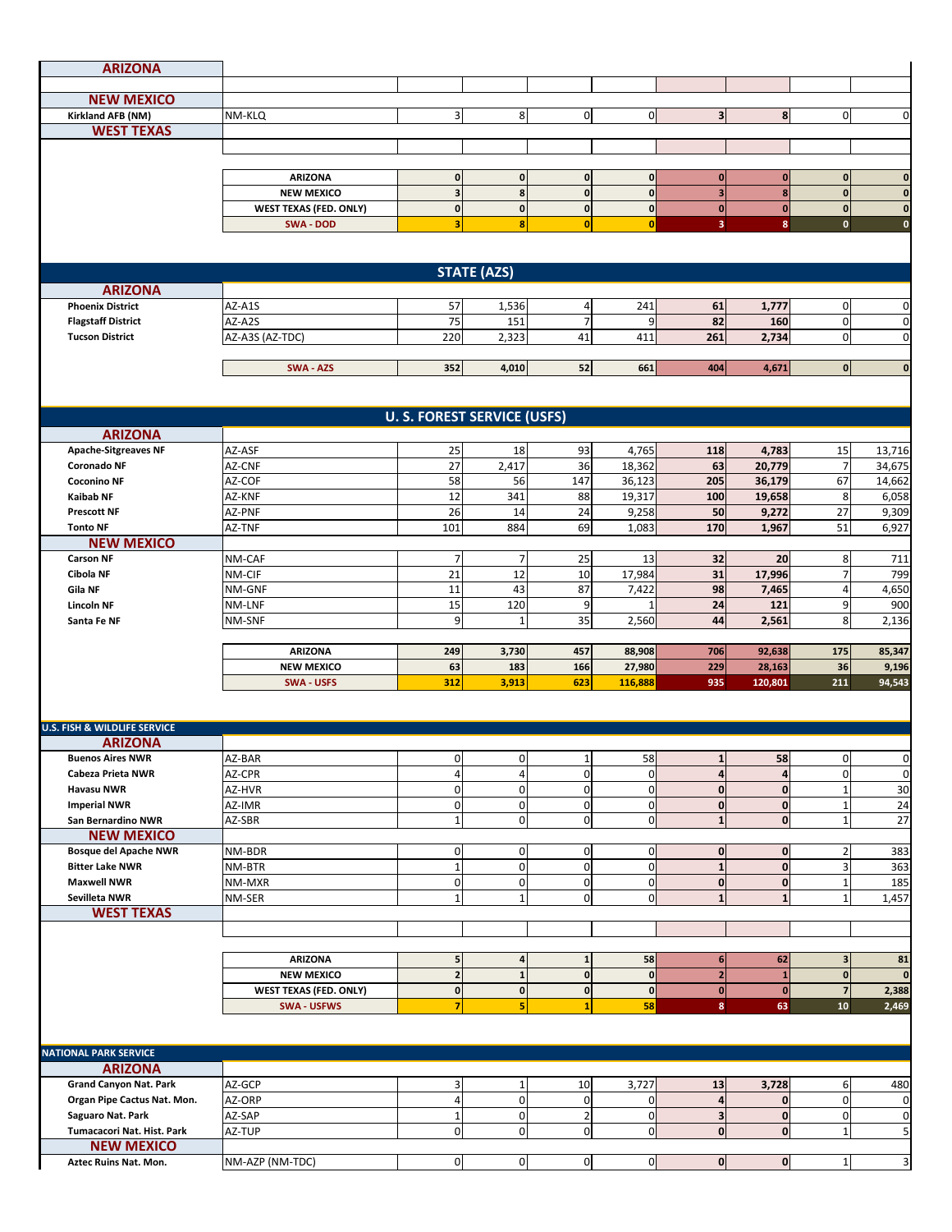| | | | | | | | | | |
|---|---|---|---|---|---|---|---|---|---|
| **ARIZONA** | | | | | | | | | |
| | | | | | | | | | |
| **NEW MEXICO** | | | | | | | | | |
| **Kirkland AFB (NM)** | NM-KLQ | 3 | 8 | 0 | 0 | **3** | **8** | 0 | 0 |
| **WEST TEXAS** | | | | | | | | | |
| | | | | | | | | | |
| | **ARIZONA** | **0** | **0** | **0** | **0** | **0** | **0** | **0** | **0** |
| | **NEW MEXICO** | **3** | **8** | **0** | **0** | **3** | **8** | **0** | **0** |
| | **WEST TEXAS (FED. ONLY)** | **0** | **0** | **0** | **0** | **0** | **0** | **0** | **0** |
| | **SWA - DOD** | **3** | **8** | **0** | **0** | **3** | **8** | **0** | **0** |

## STATE (AZS)

| | | | | | | | | | |
|---|---|---|---|---|---|---|---|---|---|
| **ARIZONA** | | | | | | | | | |
| **Phoenix District** | AZ-A1S | 57 | 1,536 | 4 | 241 | **61** | **1,777** | 0 | 0 |
| **Flagstaff District** | AZ-A2S | 75 | 151 | 7 | 9 | **82** | **160** | 0 | 0 |
| **Tucson District** | AZ-A3S (AZ-TDC) | 220 | 2,323 | 41 | 411 | **261** | **2,734** | 0 | 0 |
| | **SWA - AZS** | **352** | **4,010** | **52** | **661** | **404** | **4,671** | **0** | **0** |

## U. S. FOREST SERVICE (USFS)

| | | | | | | | | | |
|---|---|---|---|---|---|---|---|---|---|
| **ARIZONA** | | | | | | | | | |
| **Apache-Sitgreaves NF** | AZ-ASF | 25 | 18 | 93 | 4,765 | **118** | **4,783** | 15 | 13,716 |
| **Coronado NF** | AZ-CNF | 27 | 2,417 | 36 | 18,362 | **63** | **20,779** | 7 | 34,675 |
| **Coconino NF** | AZ-COF | 58 | 56 | 147 | 36,123 | **205** | **36,179** | 67 | 14,662 |
| **Kaibab NF** | AZ-KNF | 12 | 341 | 88 | 19,317 | **100** | **19,658** | 8 | 6,058 |
| **Prescott NF** | AZ-PNF | 26 | 14 | 24 | 9,258 | **50** | **9,272** | 27 | 9,309 |
| **Tonto NF** | AZ-TNF | 101 | 884 | 69 | 1,083 | **170** | **1,967** | 51 | 6,927 |
| **NEW MEXICO** | | | | | | | | | |
| **Carson NF** | NM-CAF | 7 | 7 | 25 | 13 | **32** | **20** | 8 | 711 |
| **Cibola NF** | NM-CIF | 21 | 12 | 10 | 17,984 | **31** | **17,996** | 7 | 799 |
| **Gila NF** | NM-GNF | 11 | 43 | 87 | 7,422 | **98** | **7,465** | 4 | 4,650 |
| **Lincoln NF** | NM-LNF | 15 | 120 | 9 | 1 | **24** | **121** | 9 | 900 |
| **Santa Fe NF** | NM-SNF | 9 | 1 | 35 | 2,560 | **44** | **2,561** | 8 | 2,136 |
| | **ARIZONA** | **249** | **3,730** | **457** | **88,908** | **706** | **92,638** | **175** | **85,347** |
| | **NEW MEXICO** | **63** | **183** | **166** | **27,980** | **229** | **28,163** | **36** | **9,196** |
| | **SWA - USFS** | **312** | **3,913** | **623** | **116,888** | **935** | **120,801** | **211** | **94,543** |

## U.S. FISH & WILDLIFE SERVICE

| | | | | | | | | | |
|---|---|---|---|---|---|---|---|---|---|
| **ARIZONA** | | | | | | | | | |
| **Buenos Aires NWR** | AZ-BAR | 0 | 0 | 1 | 58 | **1** | **58** | 0 | 0 |
| **Cabeza Prieta NWR** | AZ-CPR | 4 | 4 | 0 | 0 | **4** | **4** | 0 | 0 |
| **Havasu NWR** | AZ-HVR | 0 | 0 | 0 | 0 | **0** | **0** | 1 | 30 |
| **Imperial NWR** | AZ-IMR | 0 | 0 | 0 | 0 | **0** | **0** | 1 | 24 |
| **San Bernardino NWR** | AZ-SBR | 1 | 0 | 0 | 0 | **1** | **0** | 1 | 27 |
| **NEW MEXICO** | | | | | | | | | |
| **Bosque del Apache NWR** | NM-BDR | 0 | 0 | 0 | 0 | **0** | **0** | 2 | 383 |
| **Bitter Lake NWR** | NM-BTR | 1 | 0 | 0 | 0 | **1** | **0** | 3 | 363 |
| **Maxwell NWR** | NM-MXR | 0 | 0 | 0 | 0 | **0** | **0** | 1 | 185 |
| **Sevilleta NWR** | NM-SER | 1 | 1 | 0 | 0 | **1** | **1** | 1 | 1,457 |
| **WEST TEXAS** | | | | | | | | | |
| | | | | | | | | | |
| | **ARIZONA** | **5** | **4** | **1** | **58** | **6** | **62** | **3** | **81** |
| | **NEW MEXICO** | **2** | **1** | **0** | **0** | **2** | **1** | **0** | **0** |
| | **WEST TEXAS (FED. ONLY)** | **0** | **0** | **0** | **0** | **0** | **0** | **7** | **2,388** |
| | **SWA - USFWS** | **7** | **5** | **1** | **58** | **8** | **63** | **10** | **2,469** |

## NATIONAL PARK SERVICE

| | | | | | | | | | |
|---|---|---|---|---|---|---|---|---|---|
| **ARIZONA** | | | | | | | | | |
| **Grand Canyon Nat. Park** | AZ-GCP | 3 | 1 | 10 | 3,727 | **13** | **3,728** | 6 | 480 |
| **Organ Pipe Cactus Nat. Mon.** | AZ-ORP | 4 | 0 | 0 | 0 | **4** | **0** | 0 | 0 |
| **Saguaro Nat. Park** | AZ-SAP | 1 | 0 | 2 | 0 | **3** | **0** | 0 | 0 |
| **Tumacacori Nat. Hist. Park** | AZ-TUP | 0 | 0 | 0 | 0 | **0** | **0** | 1 | 5 |
| **NEW MEXICO** | | | | | | | | | |
| **Aztec Ruins Nat. Mon.** | NM-AZP (NM-TDC) | 0 | 0 | 0 | 0 | **0** | **0** | 1 | 3 |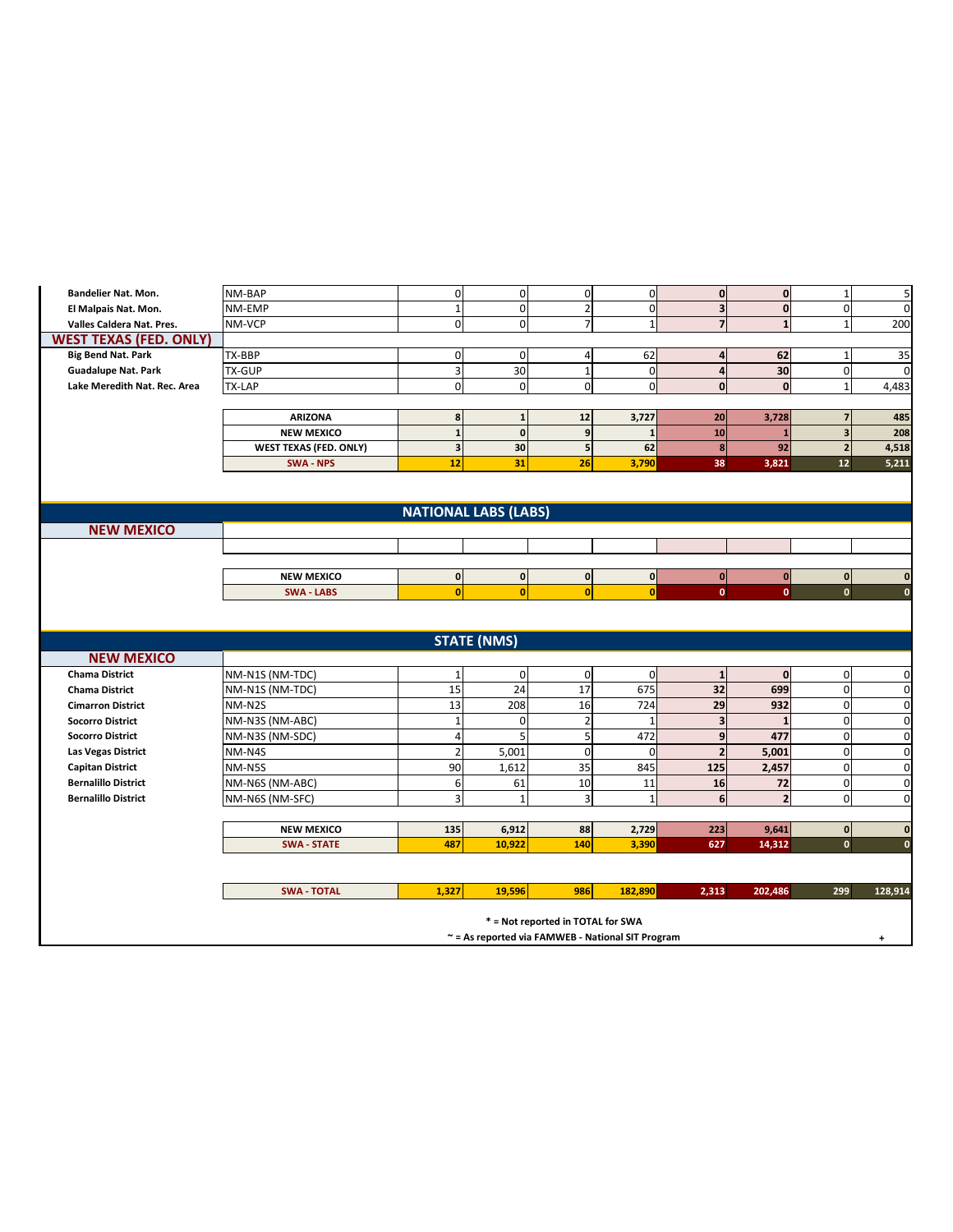| | | | | | | | | | |
|---|---|---|---|---|---|---|---|---|---|
| **Bandelier Nat. Mon.** | NM-BAP | 0 | 0 | 0 | 0 | **0** | **0** | 1 | 5 |
| **El Malpais Nat. Mon.** | NM-EMP | 1 | 0 | 2 | 0 | **3** | **0** | 0 | 0 |
| **Valles Caldera Nat. Pres.** | NM-VCP | 0 | 0 | 7 | 1 | **7** | **1** | 1 | 200 |
| **WEST TEXAS (FED. ONLY)** | | | | | | | | | |
| **Big Bend Nat. Park** | TX-BBP | 0 | 0 | 4 | 62 | **4** | **62** | 1 | 35 |
| **Guadalupe Nat. Park** | TX-GUP | 3 | 30 | 1 | 0 | **4** | **30** | 0 | 0 |
| **Lake Meredith Nat. Rec. Area** | TX-LAP | 0 | 0 | 0 | 0 | **0** | **0** | 1 | 4,483 |
| | **ARIZONA** | **8** | **1** | **12** | **3,727** | **20** | **3,728** | **7** | **485** |
| | **NEW MEXICO** | **1** | **0** | **9** | **1** | **10** | **1** | **3** | **208** |
| | **WEST TEXAS (FED. ONLY)** | **3** | **30** | **5** | **62** | **8** | **92** | **2** | **4,518** |
| | **SWA - NPS** | **12** | **31** | **26** | **3,790** | **38** | **3,821** | **12** | **5,211** |

## NATIONAL LABS (LABS)

| | | | | | | | | | |
|---|---|---|---|---|---|---|---|---|---|
| **NEW MEXICO** | | | | | | | | | |
| | | | | | | | | | |
| | **NEW MEXICO** | **0** | **0** | **0** | **0** | **0** | **0** | **0** | **0** |
| | **SWA - LABS** | **0** | **0** | **0** | **0** | **0** | **0** | **0** | **0** |

## STATE (NMS)

| | | | | | | | | | |
|---|---|---|---|---|---|---|---|---|---|
| **NEW MEXICO** | | | | | | | | | |
| **Chama District** | NM-N1S (NM-TDC) | 1 | 0 | 0 | 0 | **1** | **0** | 0 | 0 |
| **Chama District** | NM-N1S (NM-TDC) | 15 | 24 | 17 | 675 | **32** | **699** | 0 | 0 |
| **Cimarron District** | NM-N2S | 13 | 208 | 16 | 724 | **29** | **932** | 0 | 0 |
| **Socorro District** | NM-N3S (NM-ABC) | 1 | 0 | 2 | 1 | **3** | **1** | 0 | 0 |
| **Socorro District** | NM-N3S (NM-SDC) | 4 | 5 | 5 | 472 | **9** | **477** | 0 | 0 |
| **Las Vegas District** | NM-N4S | 2 | 5,001 | 0 | 0 | **2** | **5,001** | 0 | 0 |
| **Capitan District** | NM-N5S | 90 | 1,612 | 35 | 845 | **125** | **2,457** | 0 | 0 |
| **Bernalillo District** | NM-N6S (NM-ABC) | 6 | 61 | 10 | 11 | **16** | **72** | 0 | 0 |
| **Bernalillo District** | NM-N6S (NM-SFC) | 3 | 1 | 3 | 1 | **6** | **2** | 0 | 0 |
| | **NEW MEXICO** | **135** | **6,912** | **88** | **2,729** | **223** | **9,641** | **0** | **0** |
| | **SWA - STATE** | **487** | **10,922** | **140** | **3,390** | **627** | **14,312** | **0** | **0** |

| | | | | | | | | | |
|---|---|---|---|---|---|---|---|---|---|
| | **SWA - TOTAL** | **1,327** | **19,596** | **986** | **182,890** | **2,313** | **202,486** | **299** | **128,914** |

**\* = Not reported in TOTAL for SWA**

**~ = As reported via FAMWEB - National SIT Program**

+